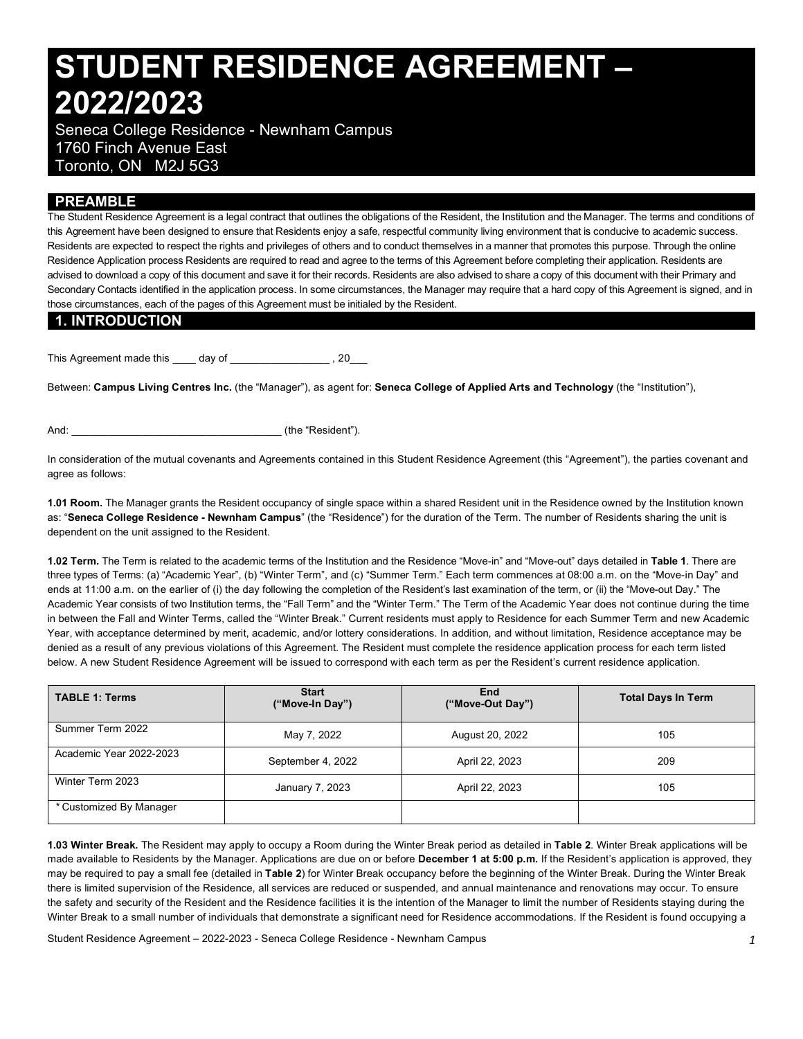# STUDENT RESIDENCE AGREEMENT – 2022/2023

Seneca College Residence - Newnham Campus
1760 Finch Avenue East
Toronto, ON M2J 5G3

## PREAMBLE

The Student Residence Agreement is a legal contract that outlines the obligations of the Resident, the Institution and the Manager. The terms and conditions of this Agreement have been designed to ensure that Residents enjoy a safe, respectful community living environment that is conducive to academic success. Residents are expected to respect the rights and privileges of others and to conduct themselves in a manner that promotes this purpose. Through the online Residence Application process Residents are required to read and agree to the terms of this Agreement before completing their application. Residents are advised to download a copy of this document and save it for their records. Residents are also advised to share a copy of this document with their Primary and Secondary Contacts identified in the application process. In some circumstances, the Manager may require that a hard copy of this Agreement is signed, and in those circumstances, each of the pages of this Agreement must be initialed by the Resident.

## 1. INTRODUCTION

This Agreement made this ____ day of _________________ , 20___

Between: **Campus Living Centres Inc.** (the "Manager"), as agent for: **Seneca College of Applied Arts and Technology** (the "Institution"),

And: ___________________________________ (the "Resident").

In consideration of the mutual covenants and Agreements contained in this Student Residence Agreement (this "Agreement"), the parties covenant and agree as follows:

**1.01 Room.** The Manager grants the Resident occupancy of single space within a shared Resident unit in the Residence owned by the Institution known as: "**Seneca College Residence - Newnham Campus**" (the "Residence") for the duration of the Term. The number of Residents sharing the unit is dependent on the unit assigned to the Resident.

**1.02 Term.** The Term is related to the academic terms of the Institution and the Residence "Move-in" and "Move-out" days detailed in **Table 1**. There are three types of Terms: (a) "Academic Year", (b) "Winter Term", and (c) "Summer Term." Each term commences at 08:00 a.m. on the "Move-in Day" and ends at 11:00 a.m. on the earlier of (i) the day following the completion of the Resident's last examination of the term, or (ii) the "Move-out Day." The Academic Year consists of two Institution terms, the "Fall Term" and the "Winter Term." The Term of the Academic Year does not continue during the time in between the Fall and Winter Terms, called the "Winter Break." Current residents must apply to Residence for each Summer Term and new Academic Year, with acceptance determined by merit, academic, and/or lottery considerations. In addition, and without limitation, Residence acceptance may be denied as a result of any previous violations of this Agreement. The Resident must complete the residence application process for each term listed below. A new Student Residence Agreement will be issued to correspond with each term as per the Resident's current residence application.

| TABLE 1: Terms | Start ("Move-In Day") | End ("Move-Out Day") | Total Days In Term |
|---|---|---|---|
| Summer Term 2022 | May 7, 2022 | August 20, 2022 | 105 |
| Academic Year 2022-2023 | September 4, 2022 | April 22, 2023 | 209 |
| Winter Term 2023 | January 7, 2023 | April 22, 2023 | 105 |
| * Customized By Manager | | | |

**1.03 Winter Break.** The Resident may apply to occupy a Room during the Winter Break period as detailed in **Table 2**. Winter Break applications will be made available to Residents by the Manager. Applications are due on or before **December 1 at 5:00 p.m.** If the Resident's application is approved, they may be required to pay a small fee (detailed in **Table 2**) for Winter Break occupancy before the beginning of the Winter Break. During the Winter Break there is limited supervision of the Residence, all services are reduced or suspended, and annual maintenance and renovations may occur. To ensure the safety and security of the Resident and the Residence facilities it is the intention of the Manager to limit the number of Residents staying during the Winter Break to a small number of individuals that demonstrate a significant need for Residence accommodations. If the Resident is found occupying a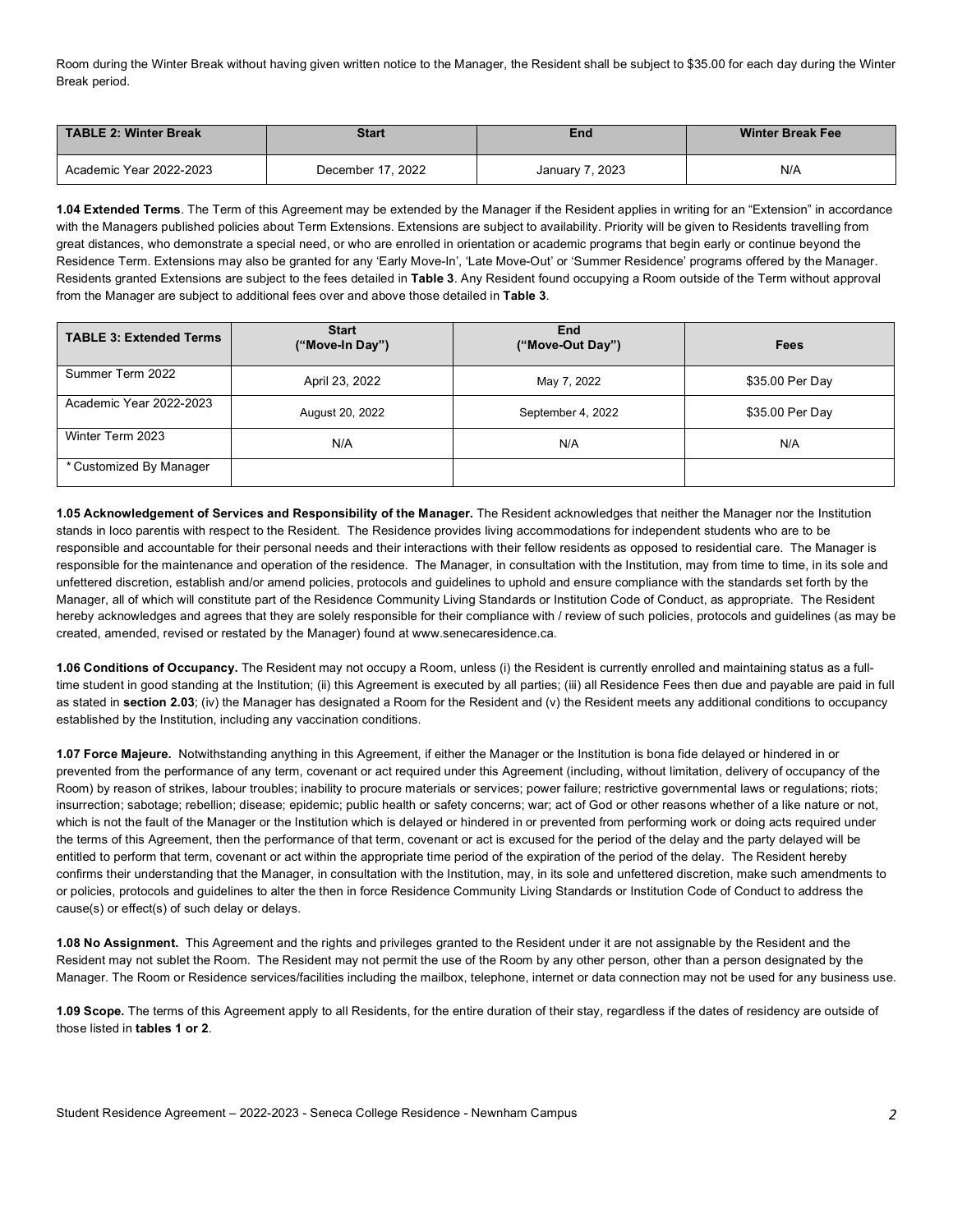Room during the Winter Break without having given written notice to the Manager, the Resident shall be subject to $35.00 for each day during the Winter Break period.

| TABLE 2: Winter Break | Start | End | Winter Break Fee |
|---|---|---|---|
| Academic Year 2022-2023 | December 17, 2022 | January 7, 2023 | N/A |

**1.04 Extended Terms**. The Term of this Agreement may be extended by the Manager if the Resident applies in writing for an "Extension" in accordance with the Managers published policies about Term Extensions. Extensions are subject to availability. Priority will be given to Residents travelling from great distances, who demonstrate a special need, or who are enrolled in orientation or academic programs that begin early or continue beyond the Residence Term. Extensions may also be granted for any 'Early Move-In', 'Late Move-Out' or 'Summer Residence' programs offered by the Manager. Residents granted Extensions are subject to the fees detailed in **Table 3**. Any Resident found occupying a Room outside of the Term without approval from the Manager are subject to additional fees over and above those detailed in **Table 3**.

| TABLE 3: Extended Terms | Start ("Move-In Day") | End ("Move-Out Day") | Fees |
|---|---|---|---|
| Summer Term 2022 | April 23, 2022 | May 7, 2022 | $35.00 Per Day |
| Academic Year 2022-2023 | August 20, 2022 | September 4, 2022 | $35.00 Per Day |
| Winter Term 2023 | N/A | N/A | N/A |
| * Customized By Manager | | | |

**1.05 Acknowledgement of Services and Responsibility of the Manager.** The Resident acknowledges that neither the Manager nor the Institution stands in loco parentis with respect to the Resident. The Residence provides living accommodations for independent students who are to be responsible and accountable for their personal needs and their interactions with their fellow residents as opposed to residential care. The Manager is responsible for the maintenance and operation of the residence. The Manager, in consultation with the Institution, may from time to time, in its sole and unfettered discretion, establish and/or amend policies, protocols and guidelines to uphold and ensure compliance with the standards set forth by the Manager, all of which will constitute part of the Residence Community Living Standards or Institution Code of Conduct, as appropriate. The Resident hereby acknowledges and agrees that they are solely responsible for their compliance with / review of such policies, protocols and guidelines (as may be created, amended, revised or restated by the Manager) found at www.senecaresidence.ca.

**1.06 Conditions of Occupancy.** The Resident may not occupy a Room, unless (i) the Resident is currently enrolled and maintaining status as a full-time student in good standing at the Institution; (ii) this Agreement is executed by all parties; (iii) all Residence Fees then due and payable are paid in full as stated in **section 2.03**; (iv) the Manager has designated a Room for the Resident and (v) the Resident meets any additional conditions to occupancy established by the Institution, including any vaccination conditions.

**1.07 Force Majeure.** Notwithstanding anything in this Agreement, if either the Manager or the Institution is bona fide delayed or hindered in or prevented from the performance of any term, covenant or act required under this Agreement (including, without limitation, delivery of occupancy of the Room) by reason of strikes, labour troubles; inability to procure materials or services; power failure; restrictive governmental laws or regulations; riots; insurrection; sabotage; rebellion; disease; epidemic; public health or safety concerns; war; act of God or other reasons whether of a like nature or not, which is not the fault of the Manager or the Institution which is delayed or hindered in or prevented from performing work or doing acts required under the terms of this Agreement, then the performance of that term, covenant or act is excused for the period of the delay and the party delayed will be entitled to perform that term, covenant or act within the appropriate time period of the expiration of the period of the delay. The Resident hereby confirms their understanding that the Manager, in consultation with the Institution, may, in its sole and unfettered discretion, make such amendments to or policies, protocols and guidelines to alter the then in force Residence Community Living Standards or Institution Code of Conduct to address the cause(s) or effect(s) of such delay or delays.

**1.08 No Assignment.** This Agreement and the rights and privileges granted to the Resident under it are not assignable by the Resident and the Resident may not sublet the Room. The Resident may not permit the use of the Room by any other person, other than a person designated by the Manager. The Room or Residence services/facilities including the mailbox, telephone, internet or data connection may not be used for any business use.

**1.09 Scope.** The terms of this Agreement apply to all Residents, for the entire duration of their stay, regardless if the dates of residency are outside of those listed in **tables 1 or 2**.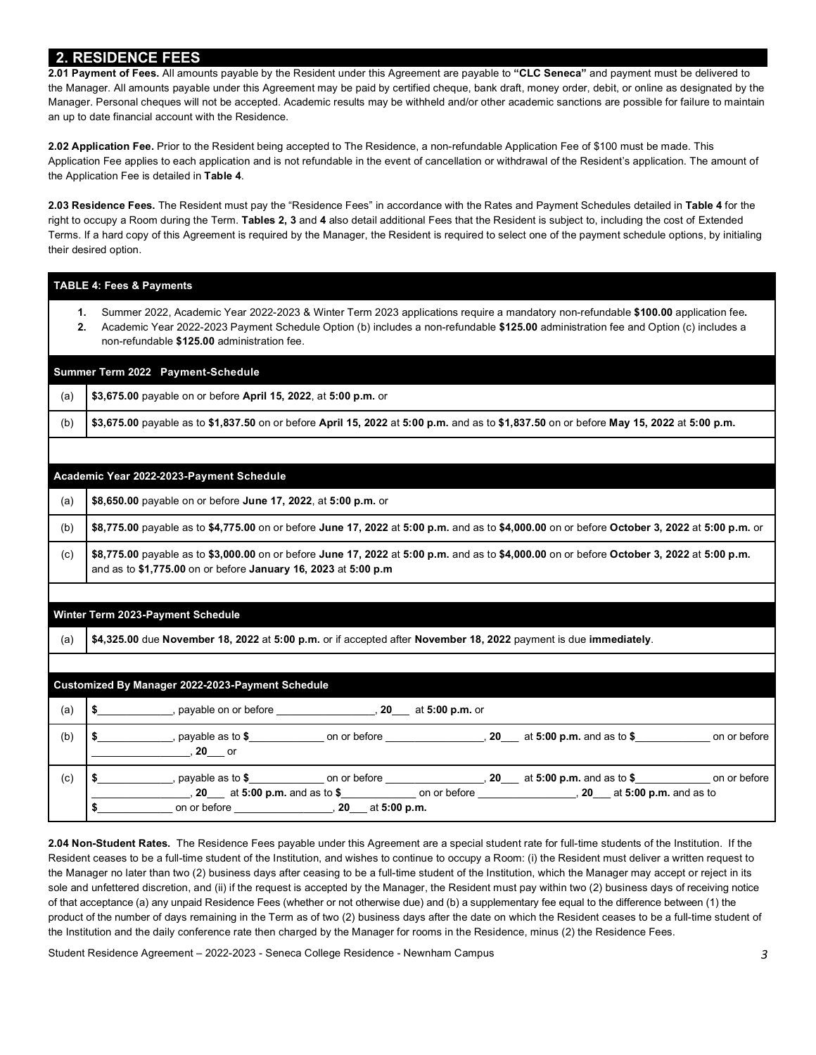## 2. RESIDENCE FEES

**2.01 Payment of Fees.** All amounts payable by the Resident under this Agreement are payable to **"CLC Seneca"** and payment must be delivered to the Manager. All amounts payable under this Agreement may be paid by certified cheque, bank draft, money order, debit, or online as designated by the Manager. Personal cheques will not be accepted. Academic results may be withheld and/or other academic sanctions are possible for failure to maintain an up to date financial account with the Residence.

**2.02 Application Fee.** Prior to the Resident being accepted to The Residence, a non-refundable Application Fee of $100 must be made. This Application Fee applies to each application and is not refundable in the event of cancellation or withdrawal of the Resident's application. The amount of the Application Fee is detailed in **Table 4**.

**2.03 Residence Fees.** The Resident must pay the "Residence Fees" in accordance with the Rates and Payment Schedules detailed in **Table 4** for the right to occupy a Room during the Term. **Tables 2, 3** and **4** also detail additional Fees that the Resident is subject to, including the cost of Extended Terms. If a hard copy of this Agreement is required by the Manager, the Resident is required to select one of the payment schedule options, by initialing their desired option.

**TABLE 4: Fees & Payments**

1. Summer 2022, Academic Year 2022-2023 & Winter Term 2023 applications require a mandatory non-refundable **$100.00** application fee**.**
2. Academic Year 2022-2023 Payment Schedule Option (b) includes a non-refundable **$125.00** administration fee and Option (c) includes a non-refundable **$125.00** administration fee.

| | **Summer Term 2022 Payment-Schedule** |
|---|---|
| (a) | **$3,675.00** payable on or before **April 15, 2022**, at **5:00 p.m.** or |
| (b) | **$3,675.00** payable as to **$1,837.50** on or before **April 15, 2022** at **5:00 p.m.** and as to **$1,837.50** on or before **May 15, 2022** at **5:00 p.m.** |
| | **Academic Year 2022-2023-Payment Schedule** |
| (a) | **$8,650.00** payable on or before **June 17, 2022**, at **5:00 p.m.** or |
| (b) | **$8,775.00** payable as to **$4,775.00** on or before **June 17, 2022** at **5:00 p.m.** and as to **$4,000.00** on or before **October 3, 2022** at **5:00 p.m.** or |
| (c) | **$8,775.00** payable as to **$3,000.00** on or before **June 17, 2022** at **5:00 p.m.** and as to **$4,000.00** on or before **October 3, 2022** at **5:00 p.m.** and as to **$1,775.00** on or before **January 16, 2023** at **5:00 p.m** |
| | **Winter Term 2023-Payment Schedule** |
| (a) | **$4,325.00** due **November 18, 2022** at **5:00 p.m.** or if accepted after **November 18, 2022** payment is due **immediately**. |
| | **Customized By Manager 2022-2023-Payment Schedule** |
| (a) | **$**____________, payable on or before ________________, **20**___ at **5:00 p.m.** or |
| (b) | **$**____________, payable as to **$**____________ on or before ________________, **20**___ at **5:00 p.m.** and as to **$**____________ on or before ________________, **20**___ or |
| (c) | **$**____________, payable as to **$**____________ on or before ________________, **20**___ at **5:00 p.m.** and as to **$**____________ on or before ________________, **20**___ at **5:00 p.m.** and as to **$**____________ on or before ________________, **20**___ at **5:00 p.m.** and as to **$**____________ on or before ________________, **20**___ at **5:00 p.m.** |

**2.04 Non-Student Rates.** The Residence Fees payable under this Agreement are a special student rate for full-time students of the Institution. If the Resident ceases to be a full-time student of the Institution, and wishes to continue to occupy a Room: (i) the Resident must deliver a written request to the Manager no later than two (2) business days after ceasing to be a full-time student of the Institution, which the Manager may accept or reject in its sole and unfettered discretion, and (ii) if the request is accepted by the Manager, the Resident must pay within two (2) business days of receiving notice of that acceptance (a) any unpaid Residence Fees (whether or not otherwise due) and (b) a supplementary fee equal to the difference between (1) the product of the number of days remaining in the Term as of two (2) business days after the date on which the Resident ceases to be a full-time student of the Institution and the daily conference rate then charged by the Manager for rooms in the Residence, minus (2) the Residence Fees.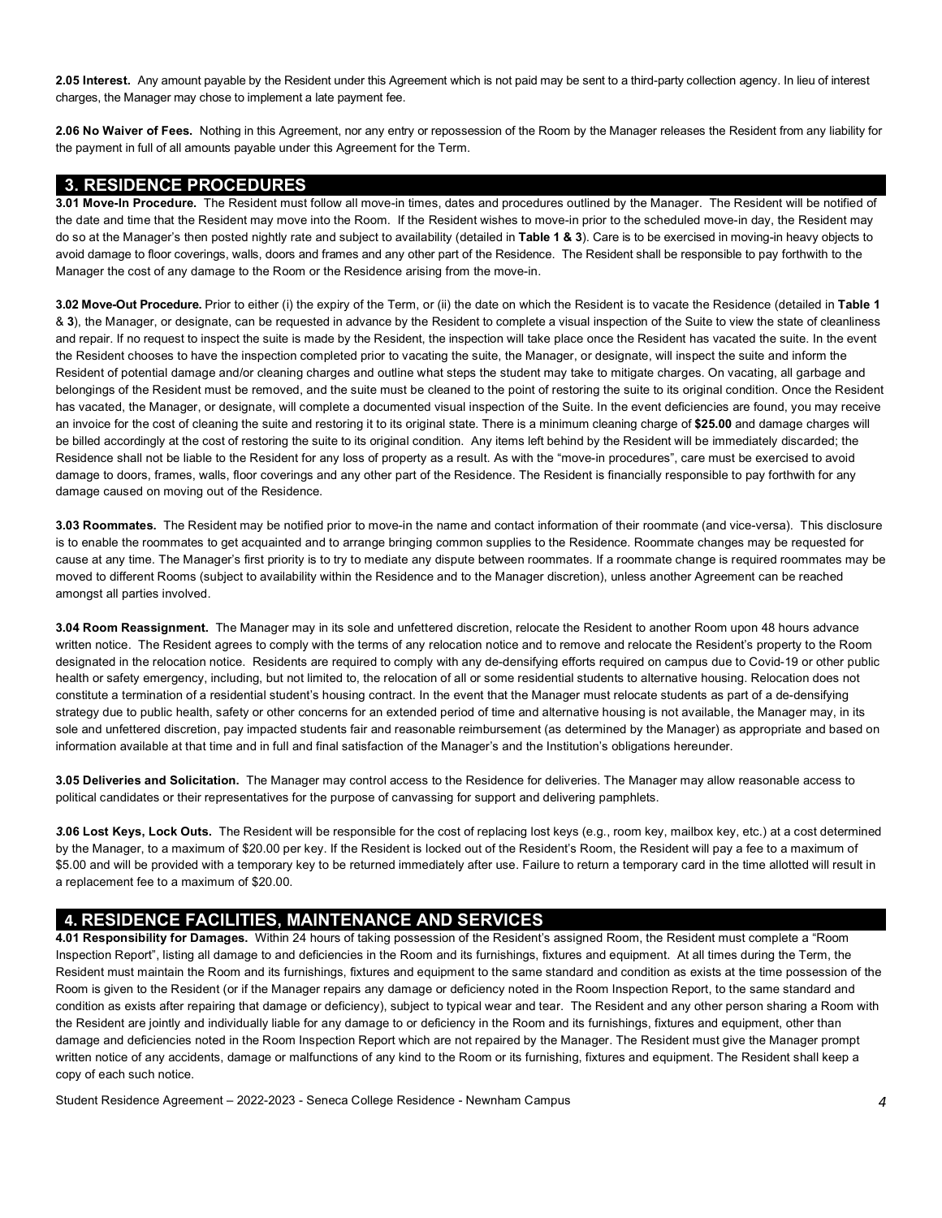**2.05 Interest.** Any amount payable by the Resident under this Agreement which is not paid may be sent to a third-party collection agency. In lieu of interest charges, the Manager may chose to implement a late payment fee.

**2.06 No Waiver of Fees.** Nothing in this Agreement, nor any entry or repossession of the Room by the Manager releases the Resident from any liability for the payment in full of all amounts payable under this Agreement for the Term.

## 3. RESIDENCE PROCEDURES

**3.01 Move-In Procedure.** The Resident must follow all move-in times, dates and procedures outlined by the Manager. The Resident will be notified of the date and time that the Resident may move into the Room. If the Resident wishes to move-in prior to the scheduled move-in day, the Resident may do so at the Manager's then posted nightly rate and subject to availability (detailed in **Table 1 & 3**). Care is to be exercised in moving-in heavy objects to avoid damage to floor coverings, walls, doors and frames and any other part of the Residence. The Resident shall be responsible to pay forthwith to the Manager the cost of any damage to the Room or the Residence arising from the move-in.

**3.02 Move-Out Procedure.** Prior to either (i) the expiry of the Term, or (ii) the date on which the Resident is to vacate the Residence (detailed in **Table 1** & **3**), the Manager, or designate, can be requested in advance by the Resident to complete a visual inspection of the Suite to view the state of cleanliness and repair. If no request to inspect the suite is made by the Resident, the inspection will take place once the Resident has vacated the suite. In the event the Resident chooses to have the inspection completed prior to vacating the suite, the Manager, or designate, will inspect the suite and inform the Resident of potential damage and/or cleaning charges and outline what steps the student may take to mitigate charges. On vacating, all garbage and belongings of the Resident must be removed, and the suite must be cleaned to the point of restoring the suite to its original condition. Once the Resident has vacated, the Manager, or designate, will complete a documented visual inspection of the Suite. In the event deficiencies are found, you may receive an invoice for the cost of cleaning the suite and restoring it to its original state. There is a minimum cleaning charge of **$25.00** and damage charges will be billed accordingly at the cost of restoring the suite to its original condition. Any items left behind by the Resident will be immediately discarded; the Residence shall not be liable to the Resident for any loss of property as a result. As with the "move-in procedures", care must be exercised to avoid damage to doors, frames, walls, floor coverings and any other part of the Residence. The Resident is financially responsible to pay forthwith for any damage caused on moving out of the Residence.

**3.03 Roommates.** The Resident may be notified prior to move-in the name and contact information of their roommate (and vice-versa). This disclosure is to enable the roommates to get acquainted and to arrange bringing common supplies to the Residence. Roommate changes may be requested for cause at any time. The Manager's first priority is to try to mediate any dispute between roommates. If a roommate change is required roommates may be moved to different Rooms (subject to availability within the Residence and to the Manager discretion), unless another Agreement can be reached amongst all parties involved.

**3.04 Room Reassignment.** The Manager may in its sole and unfettered discretion, relocate the Resident to another Room upon 48 hours advance written notice. The Resident agrees to comply with the terms of any relocation notice and to remove and relocate the Resident's property to the Room designated in the relocation notice. Residents are required to comply with any de-densifying efforts required on campus due to Covid-19 or other public health or safety emergency, including, but not limited to, the relocation of all or some residential students to alternative housing. Relocation does not constitute a termination of a residential student's housing contract. In the event that the Manager must relocate students as part of a de-densifying strategy due to public health, safety or other concerns for an extended period of time and alternative housing is not available, the Manager may, in its sole and unfettered discretion, pay impacted students fair and reasonable reimbursement (as determined by the Manager) as appropriate and based on information available at that time and in full and final satisfaction of the Manager's and the Institution's obligations hereunder.

**3.05 Deliveries and Solicitation.** The Manager may control access to the Residence for deliveries. The Manager may allow reasonable access to political candidates or their representatives for the purpose of canvassing for support and delivering pamphlets.

***3.*06 Lost Keys, Lock Outs.** The Resident will be responsible for the cost of replacing lost keys (e.g., room key, mailbox key, etc.) at a cost determined by the Manager, to a maximum of $20.00 per key. If the Resident is locked out of the Resident's Room, the Resident will pay a fee to a maximum of $5.00 and will be provided with a temporary key to be returned immediately after use. Failure to return a temporary card in the time allotted will result in a replacement fee to a maximum of $20.00.

## 4. RESIDENCE FACILITIES, MAINTENANCE AND SERVICES

**4.01 Responsibility for Damages.** Within 24 hours of taking possession of the Resident's assigned Room, the Resident must complete a "Room Inspection Report", listing all damage to and deficiencies in the Room and its furnishings, fixtures and equipment. At all times during the Term, the Resident must maintain the Room and its furnishings, fixtures and equipment to the same standard and condition as exists at the time possession of the Room is given to the Resident (or if the Manager repairs any damage or deficiency noted in the Room Inspection Report, to the same standard and condition as exists after repairing that damage or deficiency), subject to typical wear and tear. The Resident and any other person sharing a Room with the Resident are jointly and individually liable for any damage to or deficiency in the Room and its furnishings, fixtures and equipment, other than damage and deficiencies noted in the Room Inspection Report which are not repaired by the Manager. The Resident must give the Manager prompt written notice of any accidents, damage or malfunctions of any kind to the Room or its furnishing, fixtures and equipment. The Resident shall keep a copy of each such notice.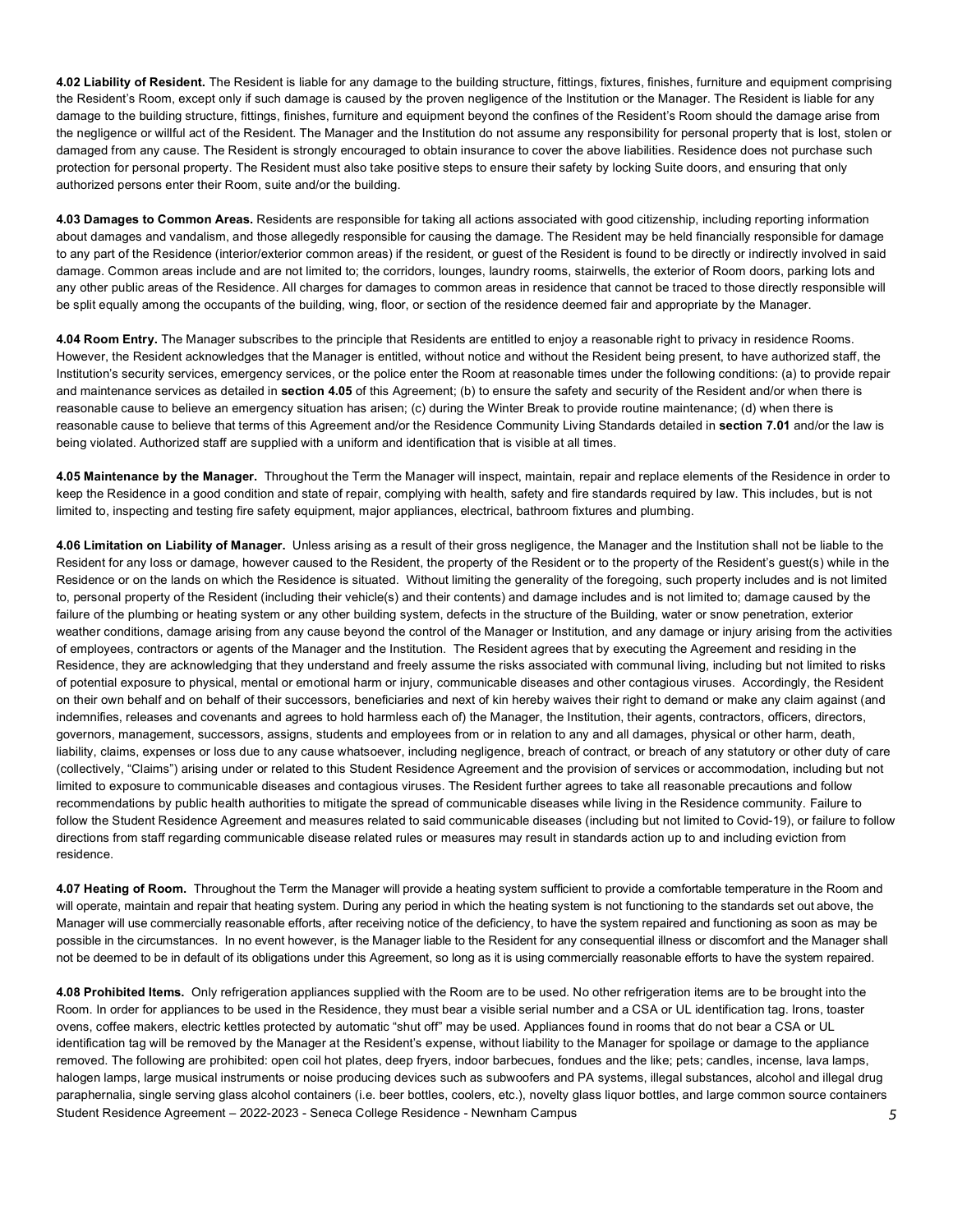**4.02 Liability of Resident.** The Resident is liable for any damage to the building structure, fittings, fixtures, finishes, furniture and equipment comprising the Resident's Room, except only if such damage is caused by the proven negligence of the Institution or the Manager. The Resident is liable for any damage to the building structure, fittings, finishes, furniture and equipment beyond the confines of the Resident's Room should the damage arise from the negligence or willful act of the Resident. The Manager and the Institution do not assume any responsibility for personal property that is lost, stolen or damaged from any cause. The Resident is strongly encouraged to obtain insurance to cover the above liabilities. Residence does not purchase such protection for personal property. The Resident must also take positive steps to ensure their safety by locking Suite doors, and ensuring that only authorized persons enter their Room, suite and/or the building.

**4.03 Damages to Common Areas.** Residents are responsible for taking all actions associated with good citizenship, including reporting information about damages and vandalism, and those allegedly responsible for causing the damage. The Resident may be held financially responsible for damage to any part of the Residence (interior/exterior common areas) if the resident, or guest of the Resident is found to be directly or indirectly involved in said damage. Common areas include and are not limited to; the corridors, lounges, laundry rooms, stairwells, the exterior of Room doors, parking lots and any other public areas of the Residence. All charges for damages to common areas in residence that cannot be traced to those directly responsible will be split equally among the occupants of the building, wing, floor, or section of the residence deemed fair and appropriate by the Manager.

**4.04 Room Entry.** The Manager subscribes to the principle that Residents are entitled to enjoy a reasonable right to privacy in residence Rooms. However, the Resident acknowledges that the Manager is entitled, without notice and without the Resident being present, to have authorized staff, the Institution's security services, emergency services, or the police enter the Room at reasonable times under the following conditions: (a) to provide repair and maintenance services as detailed in **section 4.05** of this Agreement; (b) to ensure the safety and security of the Resident and/or when there is reasonable cause to believe an emergency situation has arisen; (c) during the Winter Break to provide routine maintenance; (d) when there is reasonable cause to believe that terms of this Agreement and/or the Residence Community Living Standards detailed in **section 7.01** and/or the law is being violated. Authorized staff are supplied with a uniform and identification that is visible at all times.

**4.05 Maintenance by the Manager.** Throughout the Term the Manager will inspect, maintain, repair and replace elements of the Residence in order to keep the Residence in a good condition and state of repair, complying with health, safety and fire standards required by law. This includes, but is not limited to, inspecting and testing fire safety equipment, major appliances, electrical, bathroom fixtures and plumbing.

**4.06 Limitation on Liability of Manager.** Unless arising as a result of their gross negligence, the Manager and the Institution shall not be liable to the Resident for any loss or damage, however caused to the Resident, the property of the Resident or to the property of the Resident's guest(s) while in the Residence or on the lands on which the Residence is situated. Without limiting the generality of the foregoing, such property includes and is not limited to, personal property of the Resident (including their vehicle(s) and their contents) and damage includes and is not limited to; damage caused by the failure of the plumbing or heating system or any other building system, defects in the structure of the Building, water or snow penetration, exterior weather conditions, damage arising from any cause beyond the control of the Manager or Institution, and any damage or injury arising from the activities of employees, contractors or agents of the Manager and the Institution. The Resident agrees that by executing the Agreement and residing in the Residence, they are acknowledging that they understand and freely assume the risks associated with communal living, including but not limited to risks of potential exposure to physical, mental or emotional harm or injury, communicable diseases and other contagious viruses. Accordingly, the Resident on their own behalf and on behalf of their successors, beneficiaries and next of kin hereby waives their right to demand or make any claim against (and indemnifies, releases and covenants and agrees to hold harmless each of) the Manager, the Institution, their agents, contractors, officers, directors, governors, management, successors, assigns, students and employees from or in relation to any and all damages, physical or other harm, death, liability, claims, expenses or loss due to any cause whatsoever, including negligence, breach of contract, or breach of any statutory or other duty of care (collectively, "Claims") arising under or related to this Student Residence Agreement and the provision of services or accommodation, including but not limited to exposure to communicable diseases and contagious viruses. The Resident further agrees to take all reasonable precautions and follow recommendations by public health authorities to mitigate the spread of communicable diseases while living in the Residence community. Failure to follow the Student Residence Agreement and measures related to said communicable diseases (including but not limited to Covid-19), or failure to follow directions from staff regarding communicable disease related rules or measures may result in standards action up to and including eviction from residence.

**4.07 Heating of Room.** Throughout the Term the Manager will provide a heating system sufficient to provide a comfortable temperature in the Room and will operate, maintain and repair that heating system. During any period in which the heating system is not functioning to the standards set out above, the Manager will use commercially reasonable efforts, after receiving notice of the deficiency, to have the system repaired and functioning as soon as may be possible in the circumstances. In no event however, is the Manager liable to the Resident for any consequential illness or discomfort and the Manager shall not be deemed to be in default of its obligations under this Agreement, so long as it is using commercially reasonable efforts to have the system repaired.

**4.08 Prohibited Items.** Only refrigeration appliances supplied with the Room are to be used. No other refrigeration items are to be brought into the Room. In order for appliances to be used in the Residence, they must bear a visible serial number and a CSA or UL identification tag. Irons, toaster ovens, coffee makers, electric kettles protected by automatic "shut off" may be used. Appliances found in rooms that do not bear a CSA or UL identification tag will be removed by the Manager at the Resident's expense, without liability to the Manager for spoilage or damage to the appliance removed. The following are prohibited: open coil hot plates, deep fryers, indoor barbecues, fondues and the like; pets; candles, incense, lava lamps, halogen lamps, large musical instruments or noise producing devices such as subwoofers and PA systems, illegal substances, alcohol and illegal drug paraphernalia, single serving glass alcohol containers (i.e. beer bottles, coolers, etc.), novelty glass liquor bottles, and large common source containers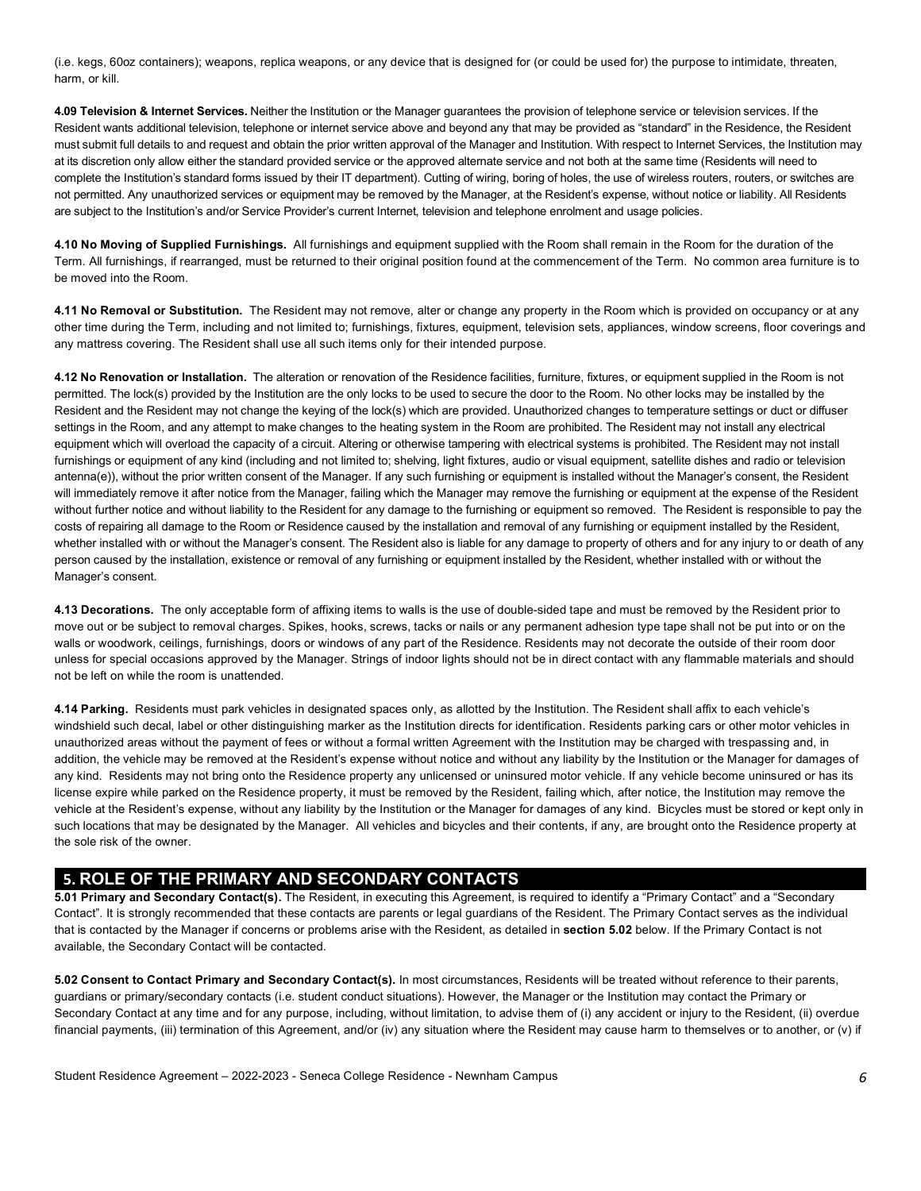(i.e. kegs, 60oz containers); weapons, replica weapons, or any device that is designed for (or could be used for) the purpose to intimidate, threaten, harm, or kill.

**4.09 Television & Internet Services.** Neither the Institution or the Manager guarantees the provision of telephone service or television services. If the Resident wants additional television, telephone or internet service above and beyond any that may be provided as "standard" in the Residence, the Resident must submit full details to and request and obtain the prior written approval of the Manager and Institution. With respect to Internet Services, the Institution may at its discretion only allow either the standard provided service or the approved alternate service and not both at the same time (Residents will need to complete the Institution's standard forms issued by their IT department). Cutting of wiring, boring of holes, the use of wireless routers, routers, or switches are not permitted. Any unauthorized services or equipment may be removed by the Manager, at the Resident's expense, without notice or liability. All Residents are subject to the Institution's and/or Service Provider's current Internet, television and telephone enrolment and usage policies.

**4.10 No Moving of Supplied Furnishings.** All furnishings and equipment supplied with the Room shall remain in the Room for the duration of the Term. All furnishings, if rearranged, must be returned to their original position found at the commencement of the Term. No common area furniture is to be moved into the Room.

**4.11 No Removal or Substitution.** The Resident may not remove, alter or change any property in the Room which is provided on occupancy or at any other time during the Term, including and not limited to; furnishings, fixtures, equipment, television sets, appliances, window screens, floor coverings and any mattress covering. The Resident shall use all such items only for their intended purpose.

**4.12 No Renovation or Installation.** The alteration or renovation of the Residence facilities, furniture, fixtures, or equipment supplied in the Room is not permitted. The lock(s) provided by the Institution are the only locks to be used to secure the door to the Room. No other locks may be installed by the Resident and the Resident may not change the keying of the lock(s) which are provided. Unauthorized changes to temperature settings or duct or diffuser settings in the Room, and any attempt to make changes to the heating system in the Room are prohibited. The Resident may not install any electrical equipment which will overload the capacity of a circuit. Altering or otherwise tampering with electrical systems is prohibited. The Resident may not install furnishings or equipment of any kind (including and not limited to; shelving, light fixtures, audio or visual equipment, satellite dishes and radio or television antenna(e)), without the prior written consent of the Manager. If any such furnishing or equipment is installed without the Manager's consent, the Resident will immediately remove it after notice from the Manager, failing which the Manager may remove the furnishing or equipment at the expense of the Resident without further notice and without liability to the Resident for any damage to the furnishing or equipment so removed. The Resident is responsible to pay the costs of repairing all damage to the Room or Residence caused by the installation and removal of any furnishing or equipment installed by the Resident, whether installed with or without the Manager's consent. The Resident also is liable for any damage to property of others and for any injury to or death of any person caused by the installation, existence or removal of any furnishing or equipment installed by the Resident, whether installed with or without the Manager's consent.

**4.13 Decorations.** The only acceptable form of affixing items to walls is the use of double-sided tape and must be removed by the Resident prior to move out or be subject to removal charges. Spikes, hooks, screws, tacks or nails or any permanent adhesion type tape shall not be put into or on the walls or woodwork, ceilings, furnishings, doors or windows of any part of the Residence. Residents may not decorate the outside of their room door unless for special occasions approved by the Manager. Strings of indoor lights should not be in direct contact with any flammable materials and should not be left on while the room is unattended.

**4.14 Parking.** Residents must park vehicles in designated spaces only, as allotted by the Institution. The Resident shall affix to each vehicle's windshield such decal, label or other distinguishing marker as the Institution directs for identification. Residents parking cars or other motor vehicles in unauthorized areas without the payment of fees or without a formal written Agreement with the Institution may be charged with trespassing and, in addition, the vehicle may be removed at the Resident's expense without notice and without any liability by the Institution or the Manager for damages of any kind. Residents may not bring onto the Residence property any unlicensed or uninsured motor vehicle. If any vehicle become uninsured or has its license expire while parked on the Residence property, it must be removed by the Resident, failing which, after notice, the Institution may remove the vehicle at the Resident's expense, without any liability by the Institution or the Manager for damages of any kind. Bicycles must be stored or kept only in such locations that may be designated by the Manager. All vehicles and bicycles and their contents, if any, are brought onto the Residence property at the sole risk of the owner.

## 5. ROLE OF THE PRIMARY AND SECONDARY CONTACTS

**5.01 Primary and Secondary Contact(s).** The Resident, in executing this Agreement, is required to identify a "Primary Contact" and a "Secondary Contact". It is strongly recommended that these contacts are parents or legal guardians of the Resident. The Primary Contact serves as the individual that is contacted by the Manager if concerns or problems arise with the Resident, as detailed in **section 5.02** below. If the Primary Contact is not available, the Secondary Contact will be contacted.

**5.02 Consent to Contact Primary and Secondary Contact(s).** In most circumstances, Residents will be treated without reference to their parents, guardians or primary/secondary contacts (i.e. student conduct situations). However, the Manager or the Institution may contact the Primary or Secondary Contact at any time and for any purpose, including, without limitation, to advise them of (i) any accident or injury to the Resident, (ii) overdue financial payments, (iii) termination of this Agreement, and/or (iv) any situation where the Resident may cause harm to themselves or to another, or (v) if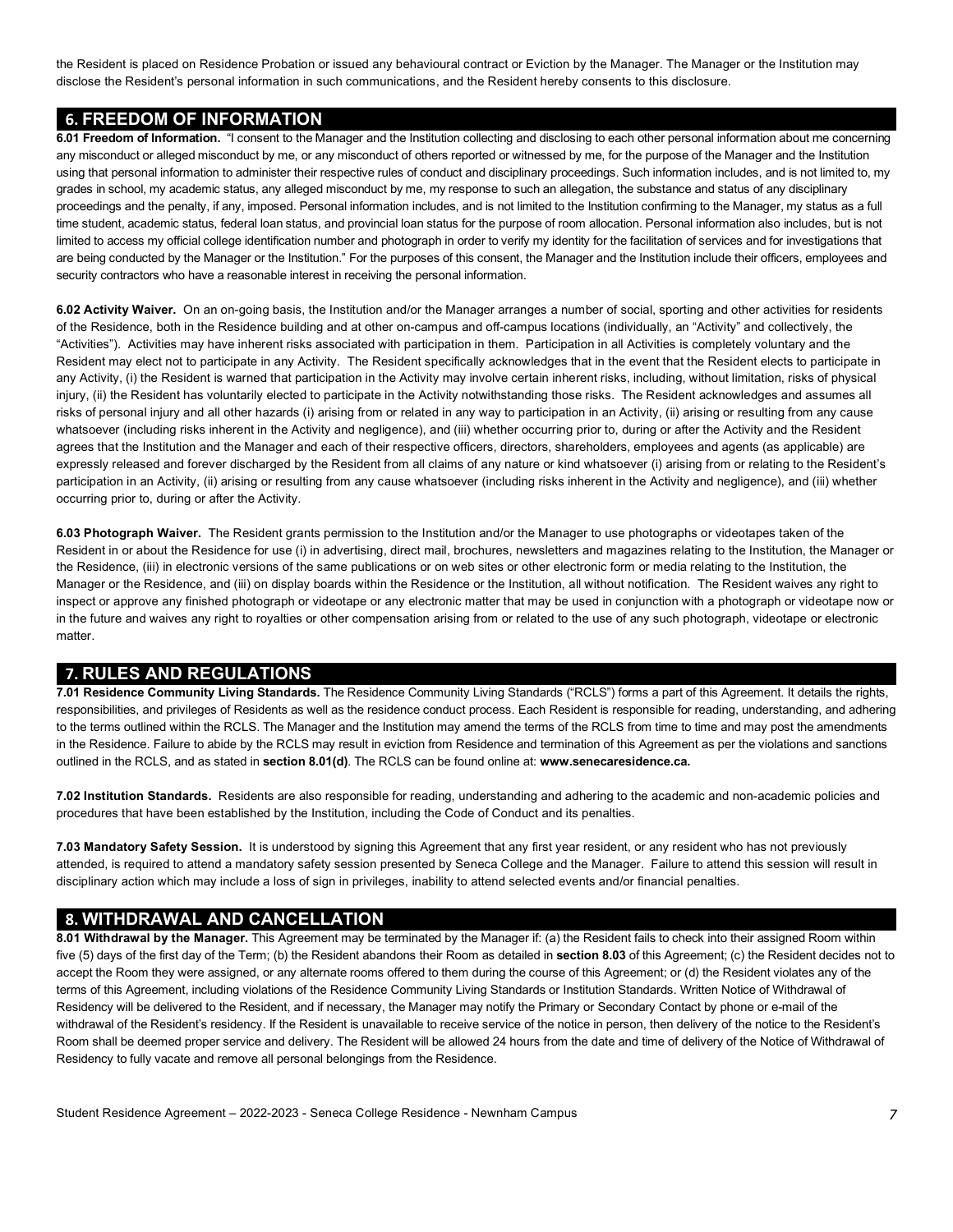the Resident is placed on Residence Probation or issued any behavioural contract or Eviction by the Manager. The Manager or the Institution may disclose the Resident's personal information in such communications, and the Resident hereby consents to this disclosure.

## 6. FREEDOM OF INFORMATION

**6.01 Freedom of Information.** "I consent to the Manager and the Institution collecting and disclosing to each other personal information about me concerning any misconduct or alleged misconduct by me, or any misconduct of others reported or witnessed by me, for the purpose of the Manager and the Institution using that personal information to administer their respective rules of conduct and disciplinary proceedings. Such information includes, and is not limited to, my grades in school, my academic status, any alleged misconduct by me, my response to such an allegation, the substance and status of any disciplinary proceedings and the penalty, if any, imposed. Personal information includes, and is not limited to the Institution confirming to the Manager, my status as a full time student, academic status, federal loan status, and provincial loan status for the purpose of room allocation. Personal information also includes, but is not limited to access my official college identification number and photograph in order to verify my identity for the facilitation of services and for investigations that are being conducted by the Manager or the Institution." For the purposes of this consent, the Manager and the Institution include their officers, employees and security contractors who have a reasonable interest in receiving the personal information.

**6.02 Activity Waiver.** On an on-going basis, the Institution and/or the Manager arranges a number of social, sporting and other activities for residents of the Residence, both in the Residence building and at other on-campus and off-campus locations (individually, an "Activity" and collectively, the "Activities"). Activities may have inherent risks associated with participation in them. Participation in all Activities is completely voluntary and the Resident may elect not to participate in any Activity. The Resident specifically acknowledges that in the event that the Resident elects to participate in any Activity, (i) the Resident is warned that participation in the Activity may involve certain inherent risks, including, without limitation, risks of physical injury, (ii) the Resident has voluntarily elected to participate in the Activity notwithstanding those risks. The Resident acknowledges and assumes all risks of personal injury and all other hazards (i) arising from or related in any way to participation in an Activity, (ii) arising or resulting from any cause whatsoever (including risks inherent in the Activity and negligence), and (iii) whether occurring prior to, during or after the Activity and the Resident agrees that the Institution and the Manager and each of their respective officers, directors, shareholders, employees and agents (as applicable) are expressly released and forever discharged by the Resident from all claims of any nature or kind whatsoever (i) arising from or relating to the Resident's participation in an Activity, (ii) arising or resulting from any cause whatsoever (including risks inherent in the Activity and negligence), and (iii) whether occurring prior to, during or after the Activity.

**6.03 Photograph Waiver.** The Resident grants permission to the Institution and/or the Manager to use photographs or videotapes taken of the Resident in or about the Residence for use (i) in advertising, direct mail, brochures, newsletters and magazines relating to the Institution, the Manager or the Residence, (iii) in electronic versions of the same publications or on web sites or other electronic form or media relating to the Institution, the Manager or the Residence, and (iii) on display boards within the Residence or the Institution, all without notification. The Resident waives any right to inspect or approve any finished photograph or videotape or any electronic matter that may be used in conjunction with a photograph or videotape now or in the future and waives any right to royalties or other compensation arising from or related to the use of any such photograph, videotape or electronic matter.

## 7. RULES AND REGULATIONS

**7.01 Residence Community Living Standards.** The Residence Community Living Standards ("RCLS") forms a part of this Agreement. It details the rights, responsibilities, and privileges of Residents as well as the residence conduct process. Each Resident is responsible for reading, understanding, and adhering to the terms outlined within the RCLS. The Manager and the Institution may amend the terms of the RCLS from time to time and may post the amendments in the Residence. Failure to abide by the RCLS may result in eviction from Residence and termination of this Agreement as per the violations and sanctions outlined in the RCLS, and as stated in **section 8.01(d)**. The RCLS can be found online at: **www.senecaresidence.ca.**

**7.02 Institution Standards.** Residents are also responsible for reading, understanding and adhering to the academic and non-academic policies and procedures that have been established by the Institution, including the Code of Conduct and its penalties.

**7.03 Mandatory Safety Session.** It is understood by signing this Agreement that any first year resident, or any resident who has not previously attended, is required to attend a mandatory safety session presented by Seneca College and the Manager. Failure to attend this session will result in disciplinary action which may include a loss of sign in privileges, inability to attend selected events and/or financial penalties.

## 8. WITHDRAWAL AND CANCELLATION

**8.01 Withdrawal by the Manager.** This Agreement may be terminated by the Manager if: (a) the Resident fails to check into their assigned Room within five (5) days of the first day of the Term; (b) the Resident abandons their Room as detailed in **section 8.03** of this Agreement; (c) the Resident decides not to accept the Room they were assigned, or any alternate rooms offered to them during the course of this Agreement; or (d) the Resident violates any of the terms of this Agreement, including violations of the Residence Community Living Standards or Institution Standards. Written Notice of Withdrawal of Residency will be delivered to the Resident, and if necessary, the Manager may notify the Primary or Secondary Contact by phone or e-mail of the withdrawal of the Resident's residency. If the Resident is unavailable to receive service of the notice in person, then delivery of the notice to the Resident's Room shall be deemed proper service and delivery. The Resident will be allowed 24 hours from the date and time of delivery of the Notice of Withdrawal of Residency to fully vacate and remove all personal belongings from the Residence.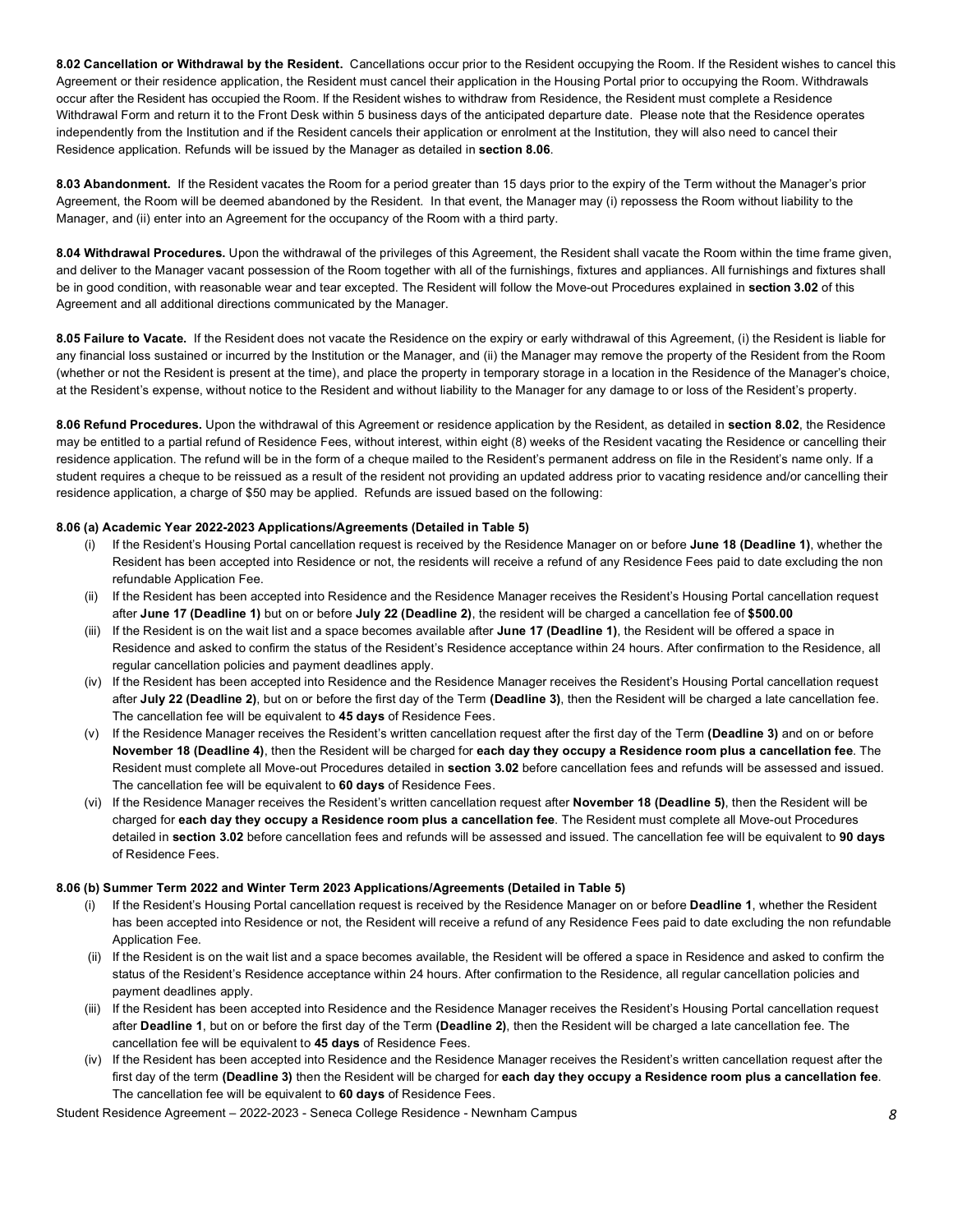**8.02 Cancellation or Withdrawal by the Resident.** Cancellations occur prior to the Resident occupying the Room. If the Resident wishes to cancel this Agreement or their residence application, the Resident must cancel their application in the Housing Portal prior to occupying the Room. Withdrawals occur after the Resident has occupied the Room. If the Resident wishes to withdraw from Residence, the Resident must complete a Residence Withdrawal Form and return it to the Front Desk within 5 business days of the anticipated departure date. Please note that the Residence operates independently from the Institution and if the Resident cancels their application or enrolment at the Institution, they will also need to cancel their Residence application. Refunds will be issued by the Manager as detailed in **section 8.06**.

**8.03 Abandonment.** If the Resident vacates the Room for a period greater than 15 days prior to the expiry of the Term without the Manager's prior Agreement, the Room will be deemed abandoned by the Resident. In that event, the Manager may (i) repossess the Room without liability to the Manager, and (ii) enter into an Agreement for the occupancy of the Room with a third party.

**8.04 Withdrawal Procedures.** Upon the withdrawal of the privileges of this Agreement, the Resident shall vacate the Room within the time frame given, and deliver to the Manager vacant possession of the Room together with all of the furnishings, fixtures and appliances. All furnishings and fixtures shall be in good condition, with reasonable wear and tear excepted. The Resident will follow the Move-out Procedures explained in **section 3.02** of this Agreement and all additional directions communicated by the Manager.

**8.05 Failure to Vacate.** If the Resident does not vacate the Residence on the expiry or early withdrawal of this Agreement, (i) the Resident is liable for any financial loss sustained or incurred by the Institution or the Manager, and (ii) the Manager may remove the property of the Resident from the Room (whether or not the Resident is present at the time), and place the property in temporary storage in a location in the Residence of the Manager's choice, at the Resident's expense, without notice to the Resident and without liability to the Manager for any damage to or loss of the Resident's property.

**8.06 Refund Procedures.** Upon the withdrawal of this Agreement or residence application by the Resident, as detailed in **section 8.02**, the Residence may be entitled to a partial refund of Residence Fees, without interest, within eight (8) weeks of the Resident vacating the Residence or cancelling their residence application. The refund will be in the form of a cheque mailed to the Resident's permanent address on file in the Resident's name only. If a student requires a cheque to be reissued as a result of the resident not providing an updated address prior to vacating residence and/or cancelling their residence application, a charge of $50 may be applied. Refunds are issued based on the following:

**8.06 (a) Academic Year 2022-2023 Applications/Agreements (Detailed in Table 5)**

(i) If the Resident's Housing Portal cancellation request is received by the Residence Manager on or before **June 18 (Deadline 1)**, whether the Resident has been accepted into Residence or not, the residents will receive a refund of any Residence Fees paid to date excluding the non refundable Application Fee.

(ii) If the Resident has been accepted into Residence and the Residence Manager receives the Resident's Housing Portal cancellation request after **June 17 (Deadline 1)** but on or before **July 22 (Deadline 2)**, the resident will be charged a cancellation fee of **$500.00**

(iii) If the Resident is on the wait list and a space becomes available after **June 17 (Deadline 1)**, the Resident will be offered a space in Residence and asked to confirm the status of the Resident's Residence acceptance within 24 hours. After confirmation to the Residence, all regular cancellation policies and payment deadlines apply.

(iv) If the Resident has been accepted into Residence and the Residence Manager receives the Resident's Housing Portal cancellation request after **July 22 (Deadline 2)**, but on or before the first day of the Term **(Deadline 3)**, then the Resident will be charged a late cancellation fee. The cancellation fee will be equivalent to **45 days** of Residence Fees.

(v) If the Residence Manager receives the Resident's written cancellation request after the first day of the Term **(Deadline 3)** and on or before **November 18 (Deadline 4)**, then the Resident will be charged for **each day they occupy a Residence room plus a cancellation fee**. The Resident must complete all Move-out Procedures detailed in **section 3.02** before cancellation fees and refunds will be assessed and issued. The cancellation fee will be equivalent to **60 days** of Residence Fees.

(vi) If the Residence Manager receives the Resident's written cancellation request after **November 18 (Deadline 5)**, then the Resident will be charged for **each day they occupy a Residence room plus a cancellation fee**. The Resident must complete all Move-out Procedures detailed in **section 3.02** before cancellation fees and refunds will be assessed and issued. The cancellation fee will be equivalent to **90 days** of Residence Fees.

**8.06 (b) Summer Term 2022 and Winter Term 2023 Applications/Agreements (Detailed in Table 5)**

(i) If the Resident's Housing Portal cancellation request is received by the Residence Manager on or before **Deadline 1**, whether the Resident has been accepted into Residence or not, the Resident will receive a refund of any Residence Fees paid to date excluding the non refundable Application Fee.

(ii) If the Resident is on the wait list and a space becomes available, the Resident will be offered a space in Residence and asked to confirm the status of the Resident's Residence acceptance within 24 hours. After confirmation to the Residence, all regular cancellation policies and payment deadlines apply.

(iii) If the Resident has been accepted into Residence and the Residence Manager receives the Resident's Housing Portal cancellation request after **Deadline 1**, but on or before the first day of the Term **(Deadline 2)**, then the Resident will be charged a late cancellation fee. The cancellation fee will be equivalent to **45 days** of Residence Fees.

(iv) If the Resident has been accepted into Residence and the Residence Manager receives the Resident's written cancellation request after the first day of the term **(Deadline 3)** then the Resident will be charged for **each day they occupy a Residence room plus a cancellation fee**. The cancellation fee will be equivalent to **60 days** of Residence Fees.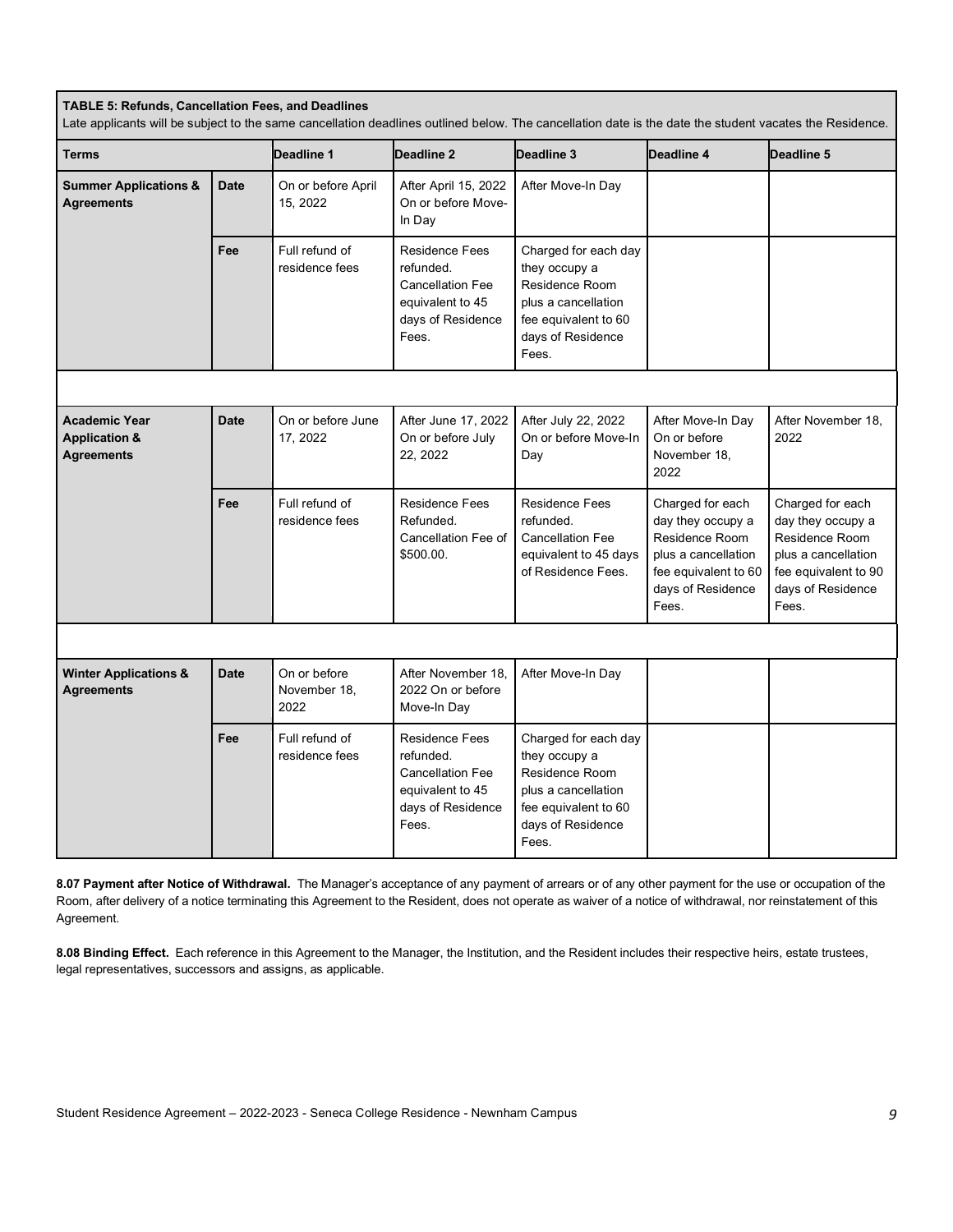**TABLE 5: Refunds, Cancellation Fees, and Deadlines**

Late applicants will be subject to the same cancellation deadlines outlined below. The cancellation date is the date the student vacates the Residence.

| Terms | | Deadline 1 | Deadline 2 | Deadline 3 | Deadline 4 | Deadline 5 |
|---|---|---|---|---|---|---|
| **Summer Applications & Agreements** | **Date** | On or before April 15, 2022 | After April 15, 2022 On or before Move-In Day | After Move-In Day | | |
| | **Fee** | Full refund of residence fees | Residence Fees refunded. Cancellation Fee equivalent to 45 days of Residence Fees. | Charged for each day they occupy a Residence Room plus a cancellation fee equivalent to 60 days of Residence Fees. | | |
| | | | | | | |
| **Academic Year Application & Agreements** | **Date** | On or before June 17, 2022 | After June 17, 2022 On or before July 22, 2022 | After July 22, 2022 On or before Move-In Day | After Move-In Day On or before November 18, 2022 | After November 18, 2022 |
| | **Fee** | Full refund of residence fees | Residence Fees Refunded. Cancellation Fee of $500.00. | Residence Fees refunded. Cancellation Fee equivalent to 45 days of Residence Fees. | Charged for each day they occupy a Residence Room plus a cancellation fee equivalent to 60 days of Residence Fees. | Charged for each day they occupy a Residence Room plus a cancellation fee equivalent to 90 days of Residence Fees. |
| | | | | | | |
| **Winter Applications & Agreements** | **Date** | On or before November 18, 2022 | After November 18, 2022 On or before Move-In Day | After Move-In Day | | |
| | **Fee** | Full refund of residence fees | Residence Fees refunded. Cancellation Fee equivalent to 45 days of Residence Fees. | Charged for each day they occupy a Residence Room plus a cancellation fee equivalent to 60 days of Residence Fees. | | |

**8.07 Payment after Notice of Withdrawal.** The Manager's acceptance of any payment of arrears or of any other payment for the use or occupation of the Room, after delivery of a notice terminating this Agreement to the Resident, does not operate as waiver of a notice of withdrawal, nor reinstatement of this Agreement.

**8.08 Binding Effect.** Each reference in this Agreement to the Manager, the Institution, and the Resident includes their respective heirs, estate trustees, legal representatives, successors and assigns, as applicable.